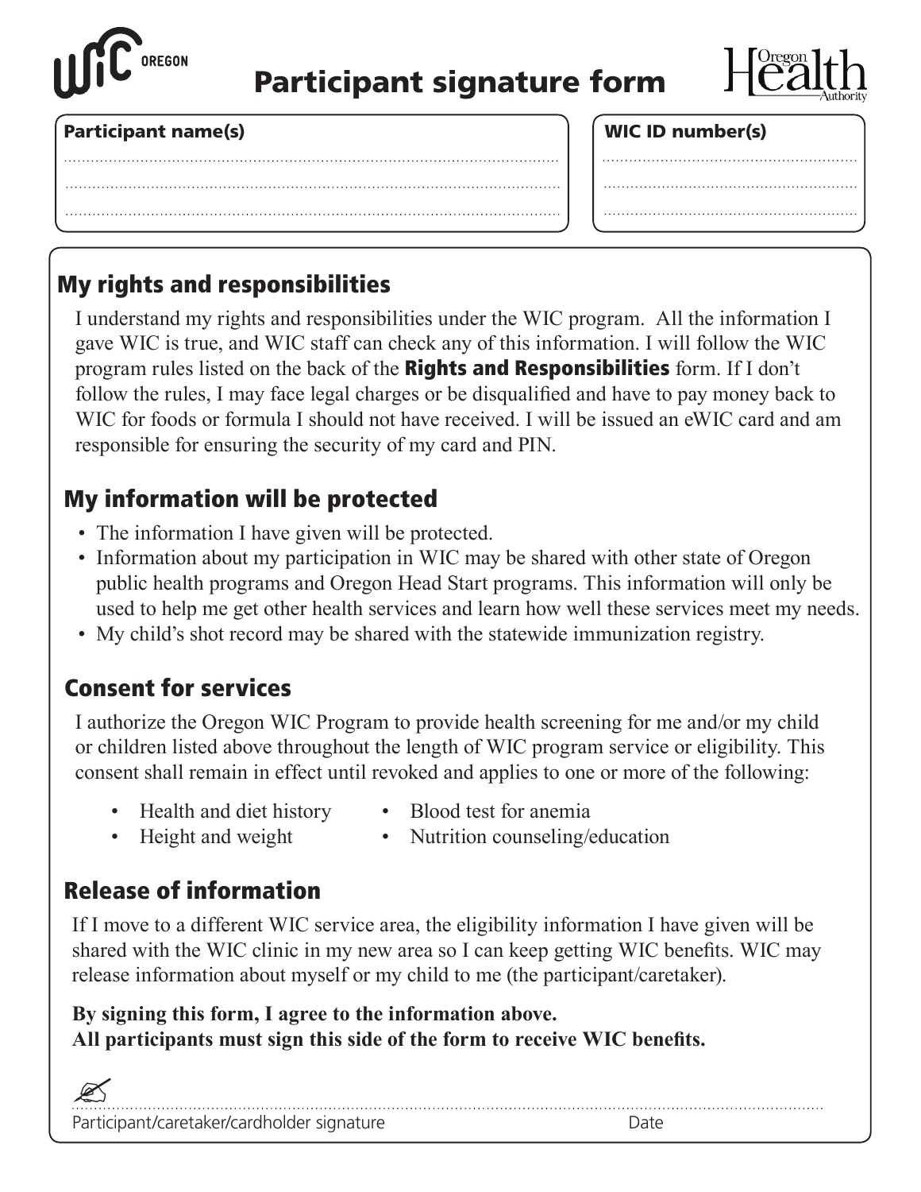WIC OREGON

# Participant signature form

Oregon Health Authority

**Participant name(s)**

.............................................................................................................

.............................................................................................................

.............................................................................................................

**WIC ID number(s)**

.......................................................

.......................................................

.......................................................

## My rights and responsibilities

I understand my rights and responsibilities under the WIC program. All the information I gave WIC is true, and WIC staff can check any of this information. I will follow the WIC program rules listed on the back of the **Rights and Responsibilities** form. If I don't follow the rules, I may face legal charges or be disqualified and have to pay money back to WIC for foods or formula I should not have received. I will be issued an eWIC card and am responsible for ensuring the security of my card and PIN.

## My information will be protected

- The information I have given will be protected.
- Information about my participation in WIC may be shared with other state of Oregon public health programs and Oregon Head Start programs. This information will only be used to help me get other health services and learn how well these services meet my needs.
- My child's shot record may be shared with the statewide immunization registry.

## Consent for services

I authorize the Oregon WIC Program to provide health screening for me and/or my child or children listed above throughout the length of WIC program service or eligibility. This consent shall remain in effect until revoked and applies to one or more of the following:

- Health and diet history
- Height and weight
- Blood test for anemia
- Nutrition counseling/education

## Release of information

If I move to a different WIC service area, the eligibility information I have given will be shared with the WIC clinic in my new area so I can keep getting WIC benefits. WIC may release information about myself or my child to me (the participant/caretaker).

**By signing this form, I agree to the information above.**
**All participants must sign this side of the form to receive WIC benefits.**

.............................................................................................................................................

Participant/caretaker/cardholder signature    Date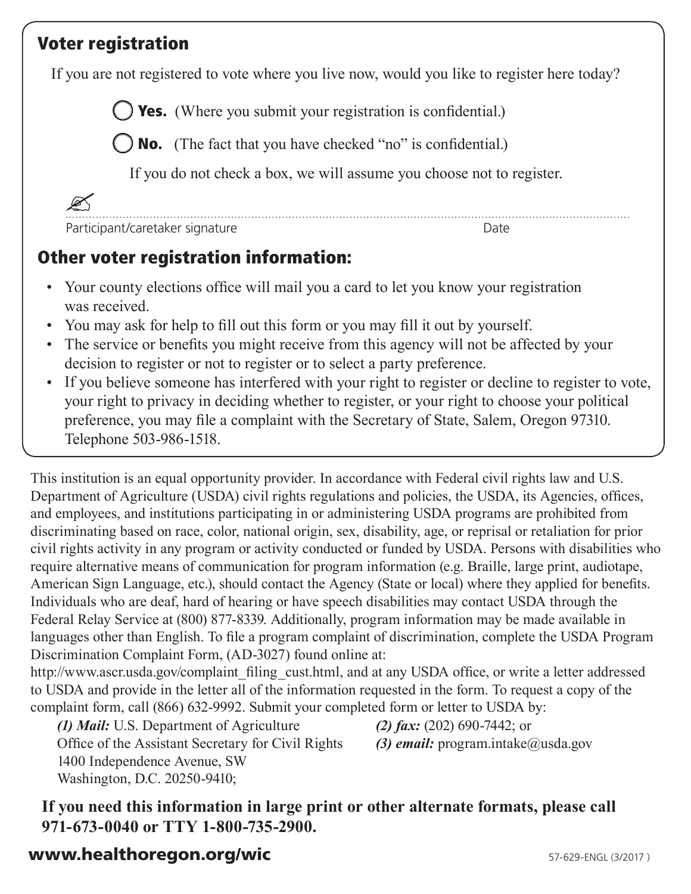## Voter registration

If you are not registered to vote where you live now, would you like to register here today?

- ◯ **Yes.** (Where you submit your registration is confidential.)
- ◯ **No.** (The fact that you have checked "no" is confidential.)

If you do not check a box, we will assume you choose not to register.

Participant/caretaker signature ............................................ Date

## Other voter registration information:

- Your county elections office will mail you a card to let you know your registration was received.
- You may ask for help to fill out this form or you may fill it out by yourself.
- The service or benefits you might receive from this agency will not be affected by your decision to register or not to register or to select a party preference.
- If you believe someone has interfered with your right to register or decline to register to vote, your right to privacy in deciding whether to register, or your right to choose your political preference, you may file a complaint with the Secretary of State, Salem, Oregon 97310. Telephone 503-986-1518.

This institution is an equal opportunity provider. In accordance with Federal civil rights law and U.S. Department of Agriculture (USDA) civil rights regulations and policies, the USDA, its Agencies, offices, and employees, and institutions participating in or administering USDA programs are prohibited from discriminating based on race, color, national origin, sex, disability, age, or reprisal or retaliation for prior civil rights activity in any program or activity conducted or funded by USDA. Persons with disabilities who require alternative means of communication for program information (e.g. Braille, large print, audiotape, American Sign Language, etc.), should contact the Agency (State or local) where they applied for benefits. Individuals who are deaf, hard of hearing or have speech disabilities may contact USDA through the Federal Relay Service at (800) 877-8339. Additionally, program information may be made available in languages other than English. To file a program complaint of discrimination, complete the USDA Program Discrimination Complaint Form, (AD-3027) found online at: http://www.ascr.usda.gov/complaint_filing_cust.html, and at any USDA office, or write a letter addressed to USDA and provide in the letter all of the information requested in the form. To request a copy of the complaint form, call (866) 632-9992. Submit your completed form or letter to USDA by:

***(1) Mail:*** U.S. Department of Agriculture
Office of the Assistant Secretary for Civil Rights
1400 Independence Avenue, SW
Washington, D.C. 20250-9410;

***(2) fax:*** (202) 690-7442; or

***(3) email:*** program.intake@usda.gov

**If you need this information in large print or other alternate formats, please call 971-673-0040 or TTY 1-800-735-2900.**

**www.healthoregon.org/wic**

57-629-ENGL (3/2017 )